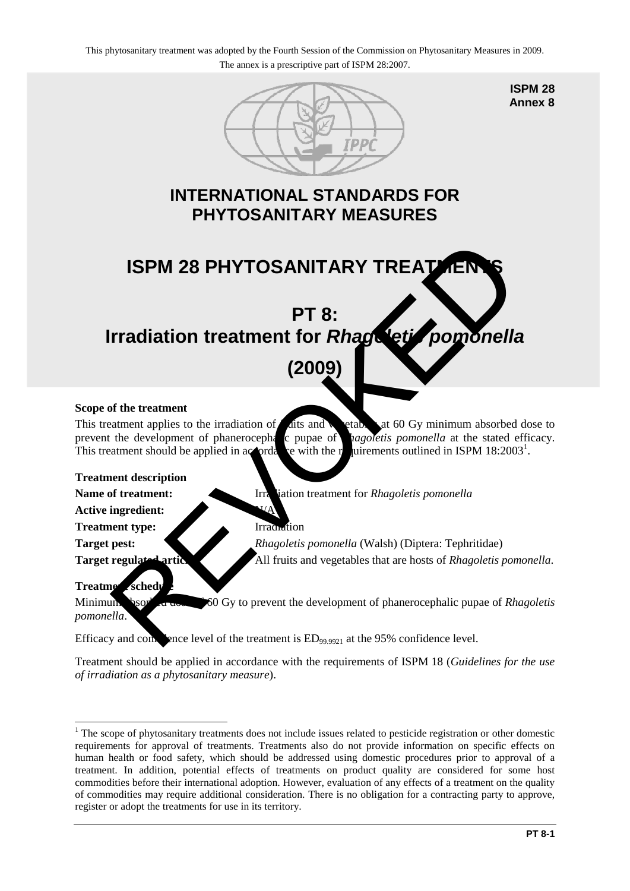This phytosanitary treatment was adopted by the Fourth Session of the Commission on Phytosanitary Measures in 2009. The annex is a prescriptive part of ISPM 28:2007.

**ISPM 28**
**Annex 8**

# INTERNATIONAL STANDARDS FOR PHYTOSANITARY MEASURES

# ISPM 28 PHYTOSANITARY TREATMENTS

# PT 8: Irradiation treatment for *Rhagoletis pomonella* (2009)

REVOKED

**Scope of the treatment**

This treatment applies to the irradiation of fruits and vegetables at 60 Gy minimum absorbed dose to prevent the development of phanerocephalic pupae of *Rhagoletis pomonella* at the stated efficacy. This treatment should be applied in accordance with the requirements outlined in ISPM 18:2003[1].

**Treatment description**

**Name of treatment:** Irradiation treatment for *Rhagoletis pomonella*

**Active ingredient:** N/A

**Treatment type:** Irradiation

**Target pest:** *Rhagoletis pomonella* (Walsh) (Diptera: Tephritidae)

**Target regulated articles:** All fruits and vegetables that are hosts of *Rhagoletis pomonella*.

**Treatment schedule**

Minimum absorbed dose of 60 Gy to prevent the development of phanerocephalic pupae of *Rhagoletis pomonella*.

Efficacy and confidence level of the treatment is $ED_{99.9921}$ at the 95% confidence level.

Treatment should be applied in accordance with the requirements of ISPM 18 (*Guidelines for the use of irradiation as a phytosanitary measure*).

[1] The scope of phytosanitary treatments does not include issues related to pesticide registration or other domestic requirements for approval of treatments. Treatments also do not provide information on specific effects on human health or food safety, which should be addressed using domestic procedures prior to approval of a treatment. In addition, potential effects of treatments on product quality are considered for some host commodities before their international adoption. However, evaluation of any effects of a treatment on the quality of commodities may require additional consideration. There is no obligation for a contracting party to approve, register or adopt the treatments for use in its territory.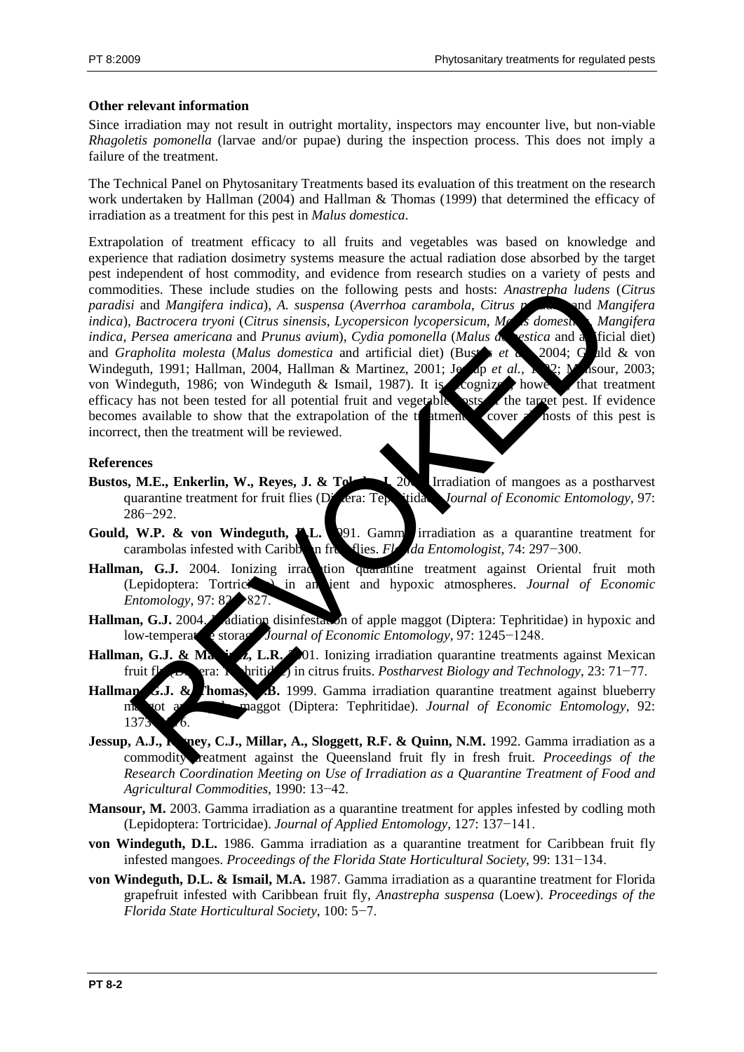**Other relevant information**

Since irradiation may not result in outright mortality, inspectors may encounter live, but non-viable *Rhagoletis pomonella* (larvae and/or pupae) during the inspection process. This does not imply a failure of the treatment.

The Technical Panel on Phytosanitary Treatments based its evaluation of this treatment on the research work undertaken by Hallman (2004) and Hallman & Thomas (1999) that determined the efficacy of irradiation as a treatment for this pest in *Malus domestica*.

Extrapolation of treatment efficacy to all fruits and vegetables was based on knowledge and experience that radiation dosimetry systems measure the actual radiation dose absorbed by the target pest independent of host commodity, and evidence from research studies on a variety of pests and commodities. These include studies on the following pests and hosts: *Anastrepha ludens* (*Citrus paradisi* and *Mangifera indica*), *A. suspensa* (*Averrhoa carambola*, *Citrus paradisi* and *Mangifera indica*), *Bactrocera tryoni* (*Citrus sinensis*, *Lycopersicon lycopersicum*, *Malus domestica*, *Mangifera indica*, *Persea americana* and *Prunus avium*), *Cydia pomonella* (*Malus domestica* and artificial diet) and *Grapholita molesta* (*Malus domestica* and artificial diet) (Bustos *et al.*, 2004; Gould & von Windeguth, 1991; Hallman, 2004, Hallman & Martinez, 2001; Jessup *et al.*, 1992; Mansour, 2003; von Windeguth, 1986; von Windeguth & Ismail, 1987). It is recognized, however, that treatment efficacy has not been tested for all potential fruit and vegetable hosts of the target pest. If evidence becomes available to show that the extrapolation of the treatment to cover all hosts of this pest is incorrect, then the treatment will be reviewed.

**References**

**Bustos, M.E., Enkerlin, W., Reyes, J. & Toledo, J.** 2004. Irradiation of mangoes as a postharvest quarantine treatment for fruit flies (Diptera: Tephritidae). *Journal of Economic Entomology*, 97: 286−292.

**Gould, W.P. & von Windeguth, D.L.** 1991. Gamma irradiation as a quarantine treatment for carambolas infested with Caribbean fruit flies. *Florida Entomologist*, 74: 297−300.

**Hallman, G.J.** 2004. Ionizing irradiation quarantine treatment against Oriental fruit moth (Lepidoptera: Tortricidae) in ambient and hypoxic atmospheres. *Journal of Economic Entomology*, 97: 824−827.

**Hallman, G.J.** 2004. Irradiation disinfestation of apple maggot (Diptera: Tephritidae) in hypoxic and low-temperature storage. *Journal of Economic Entomology*, 97: 1245−1248.

**Hallman, G.J. & Martinez, L.R.** 2001. Ionizing irradiation quarantine treatments against Mexican fruit fly (Diptera: Tephritidae) in citrus fruits. *Postharvest Biology and Technology*, 23: 71−77.

**Hallman, G.J. & Thomas, D.B.** 1999. Gamma irradiation quarantine treatment against blueberry maggot and apple maggot (Diptera: Tephritidae). *Journal of Economic Entomology*, 92: 1373−1376.

**Jessup, A.J., Rigney, C.J., Millar, A., Sloggett, R.F. & Quinn, N.M.** 1992. Gamma irradiation as a commodity treatment against the Queensland fruit fly in fresh fruit. *Proceedings of the Research Coordination Meeting on Use of Irradiation as a Quarantine Treatment of Food and Agricultural Commodities*, 1990: 13−42.

**Mansour, M.** 2003. Gamma irradiation as a quarantine treatment for apples infested by codling moth (Lepidoptera: Tortricidae). *Journal of Applied Entomology*, 127: 137−141.

**von Windeguth, D.L.** 1986. Gamma irradiation as a quarantine treatment for Caribbean fruit fly infested mangoes. *Proceedings of the Florida State Horticultural Society*, 99: 131−134.

**von Windeguth, D.L. & Ismail, M.A.** 1987. Gamma irradiation as a quarantine treatment for Florida grapefruit infested with Caribbean fruit fly, *Anastrepha suspensa* (Loew). *Proceedings of the Florida State Horticultural Society*, 100: 5−7.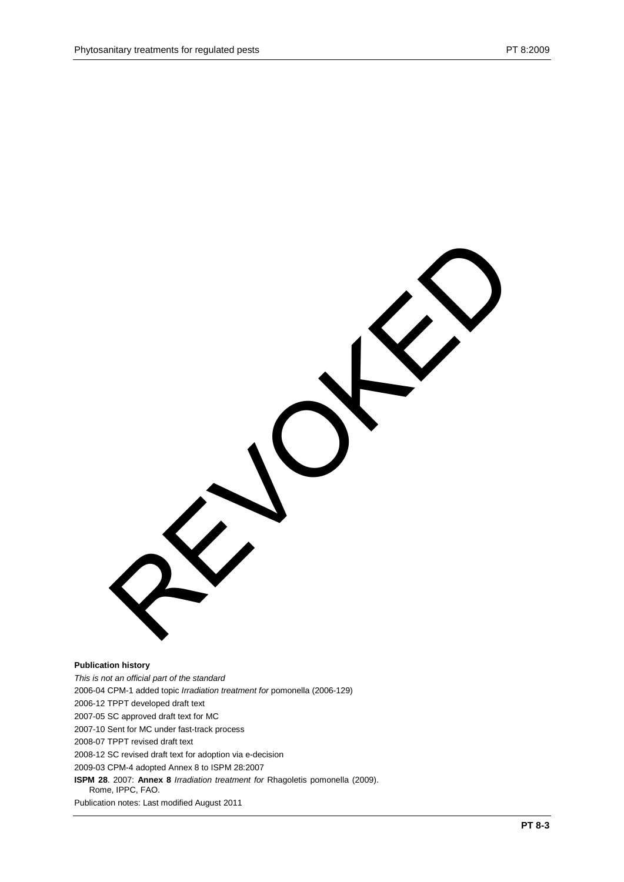REVOKED

**Publication history**

*This is not an official part of the standard*

2006-04 CPM-1 added topic *Irradiation treatment for* pomonella (2006-129)

2006-12 TPPT developed draft text

2007-05 SC approved draft text for MC

2007-10 Sent for MC under fast-track process

2008-07 TPPT revised draft text

2008-12 SC revised draft text for adoption via e-decision

2009-03 CPM-4 adopted Annex 8 to ISPM 28:2007

**ISPM 28**. 2007: **Annex 8** *Irradiation treatment for* Rhagoletis pomonella (2009). Rome, IPPC, FAO.

Publication notes: Last modified August 2011